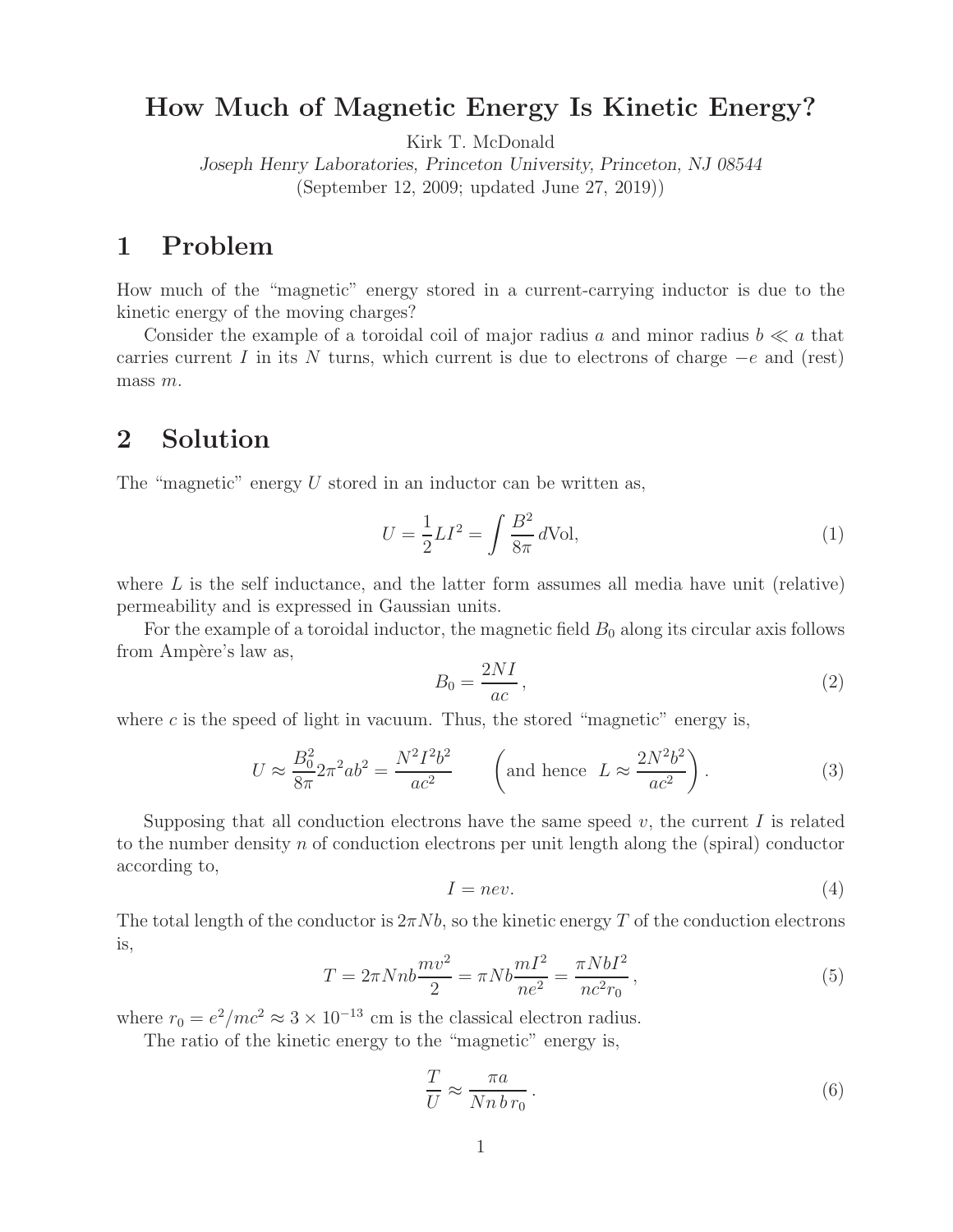# How Much of Magnetic Energy Is Kinetic Energy?

Kirk T. McDonald

*Joseph Henry Laboratories, Princeton University, Princeton, NJ 08544*

(September 12, 2009; updated June 27, 2019))

## 1 Problem

How much of the "magnetic" energy stored in a current-carrying inductor is due to the kinetic energy of the moving charges?

Consider the example of a toroidal coil of major radius $a$ and minor radius $b \ll a$ that carries current $I$ in its $N$ turns, which current is due to electrons of charge $-e$ and (rest) mass $m$.

## 2 Solution

The "magnetic" energy $U$ stored in an inductor can be written as,

$$U = \frac{1}{2} L I^2 = \int \frac{B^2}{8\pi} \, d\text{Vol}, \tag{1}$$

where $L$ is the self inductance, and the latter form assumes all media have unit (relative) permeability and is expressed in Gaussian units.

For the example of a toroidal inductor, the magnetic field $B_0$ along its circular axis follows from Ampère's law as,

$$B_0 = \frac{2NI}{ac}, \tag{2}$$

where $c$ is the speed of light in vacuum. Thus, the stored "magnetic" energy is,

$$U \approx \frac{B_0^2}{8\pi} 2\pi^2 a b^2 = \frac{N^2 I^2 b^2}{ac^2} \qquad \left(\text{and hence } \; L \approx \frac{2N^2 b^2}{ac^2}\right). \tag{3}$$

Supposing that all conduction electrons have the same speed $v$, the current $I$ is related to the number density $n$ of conduction electrons per unit length along the (spiral) conductor according to,

$$I = nev. \tag{4}$$

The total length of the conductor is $2\pi N b$, so the kinetic energy $T$ of the conduction electrons is,

$$T = 2\pi N n b \frac{mv^2}{2} = \pi N b \frac{m I^2}{n e^2} = \frac{\pi N b I^2}{n c^2 r_0}, \tag{5}$$

where $r_0 = e^2/mc^2 \approx 3 \times 10^{-13}$ cm is the classical electron radius.

The ratio of the kinetic energy to the "magnetic" energy is,

$$\frac{T}{U} \approx \frac{\pi a}{N n \, b \, r_0}. \tag{6}$$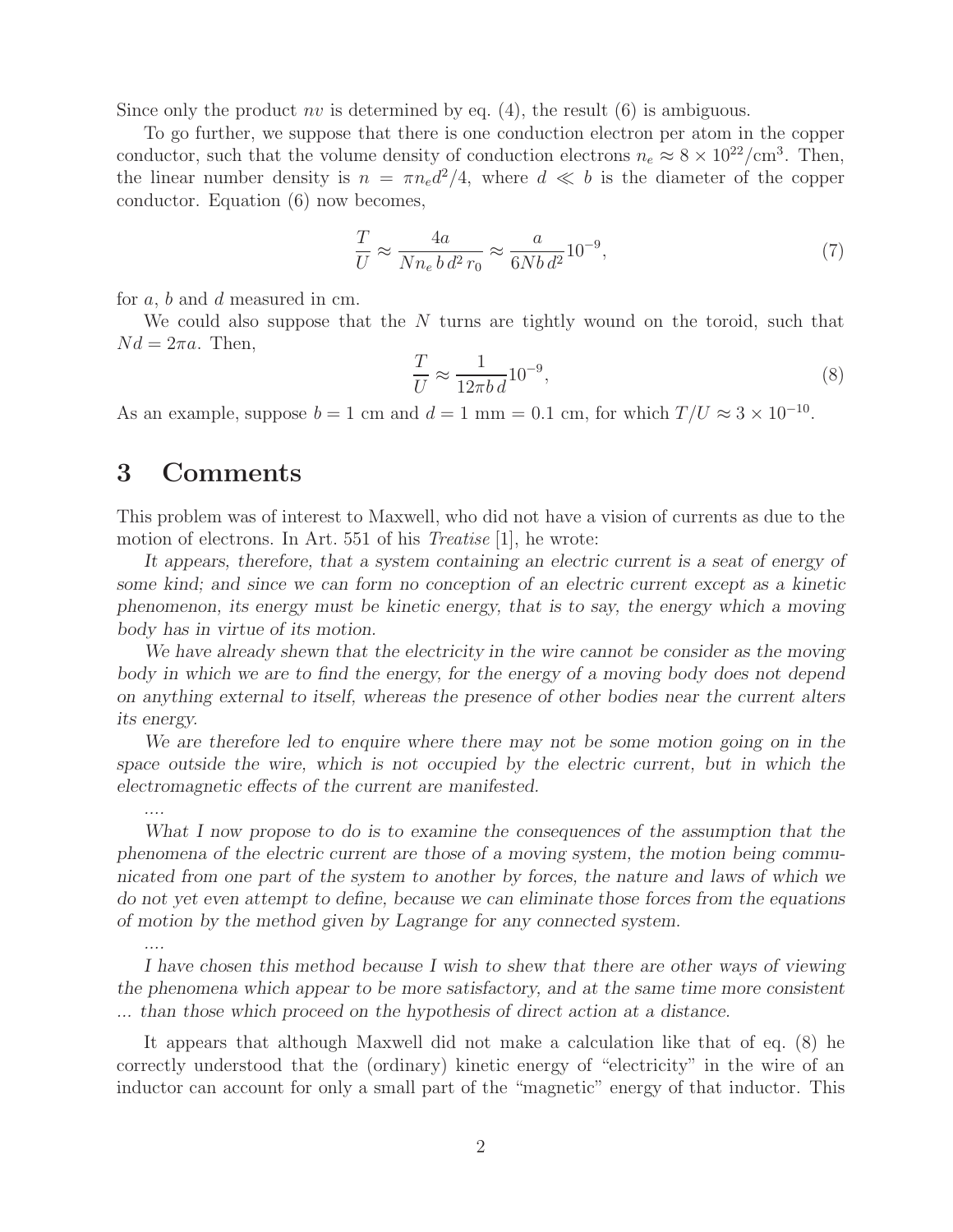Since only the product $nv$ is determined by eq. (4), the result (6) is ambiguous.

To go further, we suppose that there is one conduction electron per atom in the copper conductor, such that the volume density of conduction electrons $n_e \approx 8 \times 10^{22}/\text{cm}^3$. Then, the linear number density is $n = \pi n_e d^2/4$, where $d \ll b$ is the diameter of the copper conductor. Equation (6) now becomes,

$$\frac{T}{U} \approx \frac{4a}{N n_e \, b \, d^2 \, r_0} \approx \frac{a}{6Nb \, d^2} 10^{-9}, \tag{7}$$

for $a$, $b$ and $d$ measured in cm.

We could also suppose that the $N$ turns are tightly wound on the toroid, such that $Nd = 2\pi a$. Then,

$$\frac{T}{U} \approx \frac{1}{12\pi b \, d} 10^{-9}, \tag{8}$$

As an example, suppose $b = 1$ cm and $d = 1$ mm $= 0.1$ cm, for which $T/U \approx 3 \times 10^{-10}$.

## 3 Comments

This problem was of interest to Maxwell, who did not have a vision of currents as due to the motion of electrons. In Art. 551 of his *Treatise* [1], he wrote:

*It appears, therefore, that a system containing an electric current is a seat of energy of some kind; and since we can form no conception of an electric current except as a kinetic phenomenon, its energy must be kinetic energy, that is to say, the energy which a moving body has in virtue of its motion.*

*We have already shewn that the electricity in the wire cannot be consider as the moving body in which we are to find the energy, for the energy of a moving body does not depend on anything external to itself, whereas the presence of other bodies near the current alters its energy.*

*We are therefore led to enquire where there may not be some motion going on in the space outside the wire, which is not occupied by the electric current, but in which the electromagnetic effects of the current are manifested.*

*....*

*What I now propose to do is to examine the consequences of the assumption that the phenomena of the electric current are those of a moving system, the motion being communicated from one part of the system to another by forces, the nature and laws of which we do not yet even attempt to define, because we can eliminate those forces from the equations of motion by the method given by Lagrange for any connected system.*

*....*

*I have chosen this method because I wish to shew that there are other ways of viewing the phenomena which appear to be more satisfactory, and at the same time more consistent ... than those which proceed on the hypothesis of direct action at a distance.*

It appears that although Maxwell did not make a calculation like that of eq. (8) he correctly understood that the (ordinary) kinetic energy of "electricity" in the wire of an inductor can account for only a small part of the "magnetic" energy of that inductor. This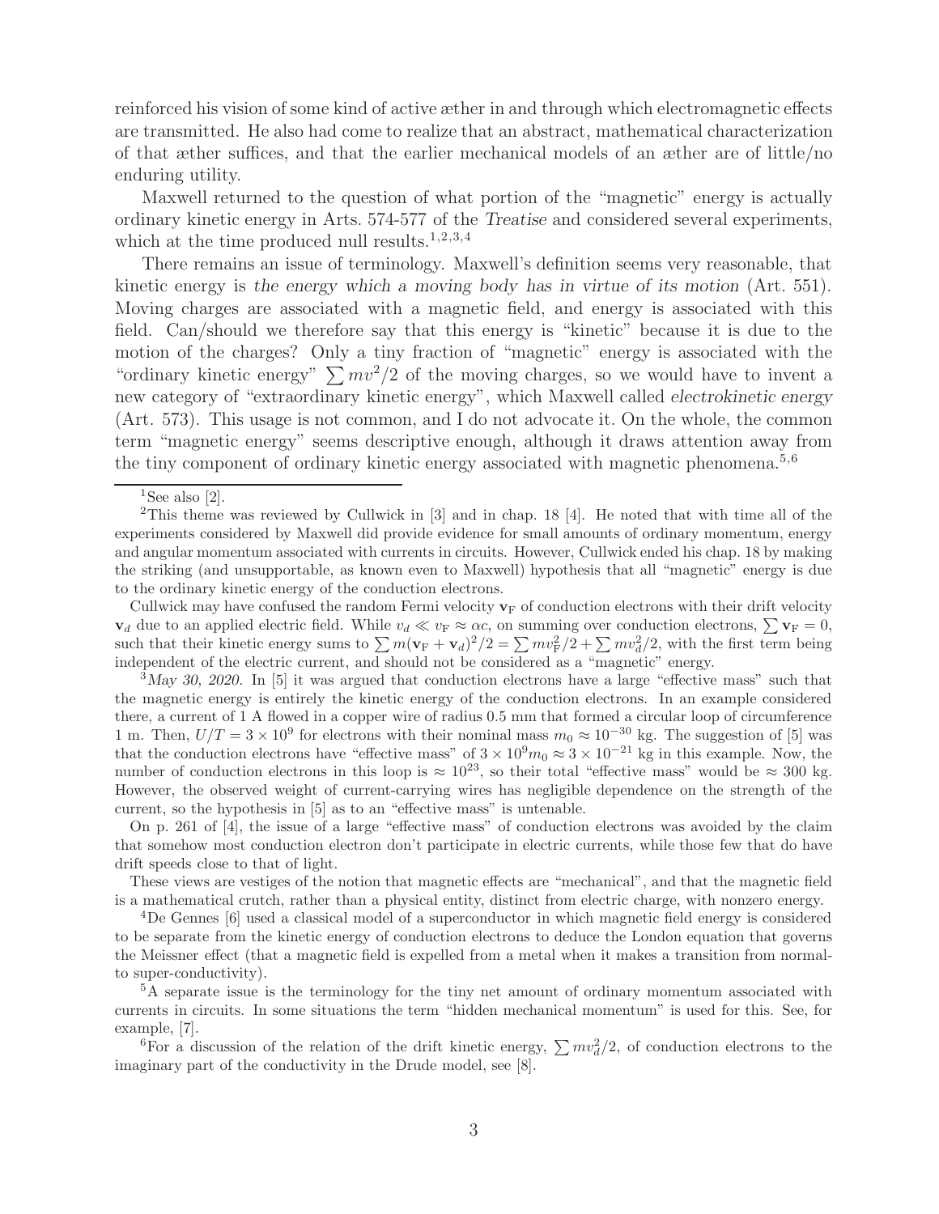reinforced his vision of some kind of active æther in and through which electromagnetic effects are transmitted. He also had come to realize that an abstract, mathematical characterization of that æther suffices, and that the earlier mechanical models of an æther are of little/no enduring utility.

Maxwell returned to the question of what portion of the "magnetic" energy is actually ordinary kinetic energy in Arts. 574-577 of the *Treatise* and considered several experiments, which at the time produced null results.[1,2,3,4]

There remains an issue of terminology. Maxwell's definition seems very reasonable, that kinetic energy is *the energy which a moving body has in virtue of its motion* (Art. 551). Moving charges are associated with a magnetic field, and energy is associated with this field. Can/should we therefore say that this energy is "kinetic" because it is due to the motion of the charges? Only a tiny fraction of "magnetic" energy is associated with the "ordinary kinetic energy" $\sum mv^2/2$ of the moving charges, so we would have to invent a new category of "extraordinary kinetic energy", which Maxwell called *electrokinetic energy* (Art. 573). This usage is not common, and I do not advocate it. On the whole, the common term "magnetic energy" seems descriptive enough, although it draws attention away from the tiny component of ordinary kinetic energy associated with magnetic phenomena.[5,6]

---

[1] See also [2].

[2] This theme was reviewed by Cullwick in [3] and in chap. 18 [4]. He noted that with time all of the experiments considered by Maxwell did provide evidence for small amounts of ordinary momentum, energy and angular momentum associated with currents in circuits. However, Cullwick ended his chap. 18 by making the striking (and unsupportable, as known even to Maxwell) hypothesis that all "magnetic" energy is due to the ordinary kinetic energy of the conduction electrons.

Cullwick may have confused the random Fermi velocity $\mathbf{v}_\mathrm{F}$ of conduction electrons with their drift velocity $\mathbf{v}_d$ due to an applied electric field. While $v_d \ll v_\mathrm{F} \approx \alpha c$, on summing over conduction electrons, $\sum \mathbf{v}_\mathrm{F} = 0$, such that their kinetic energy sums to $\sum m(\mathbf{v}_\mathrm{F} + \mathbf{v}_d)^2/2 = \sum mv_\mathrm{F}^2/2 + \sum mv_d^2/2$, with the first term being independent of the electric current, and should not be considered as a "magnetic" energy.

[3] *May 30, 2020.* In [5] it was argued that conduction electrons have a large "effective mass" such that the magnetic energy is entirely the kinetic energy of the conduction electrons. In an example considered there, a current of 1 A flowed in a copper wire of radius 0.5 mm that formed a circular loop of circumference 1 m. Then, $U/T = 3 \times 10^9$ for electrons with their nominal mass $m_0 \approx 10^{-30}$ kg. The suggestion of [5] was that the conduction electrons have "effective mass" of $3 \times 10^9 m_0 \approx 3 \times 10^{-21}$ kg in this example. Now, the number of conduction electrons in this loop is $\approx 10^{23}$, so their total "effective mass" would be $\approx 300$ kg. However, the observed weight of current-carrying wires has negligible dependence on the strength of the current, so the hypothesis in [5] as to an "effective mass" is untenable.

On p. 261 of [4], the issue of a large "effective mass" of conduction electrons was avoided by the claim that somehow most conduction electron don't participate in electric currents, while those few that do have drift speeds close to that of light.

These views are vestiges of the notion that magnetic effects are "mechanical", and that the magnetic field is a mathematical crutch, rather than a physical entity, distinct from electric charge, with nonzero energy.

[4] De Gennes [6] used a classical model of a superconductor in which magnetic field energy is considered to be separate from the kinetic energy of conduction electrons to deduce the London equation that governs the Meissner effect (that a magnetic field is expelled from a metal when it makes a transition from normal-to super-conductivity).

[5] A separate issue is the terminology for the tiny net amount of ordinary momentum associated with currents in circuits. In some situations the term "hidden mechanical momentum" is used for this. See, for example, [7].

[6] For a discussion of the relation of the drift kinetic energy, $\sum mv_d^2/2$, of conduction electrons to the imaginary part of the conductivity in the Drude model, see [8].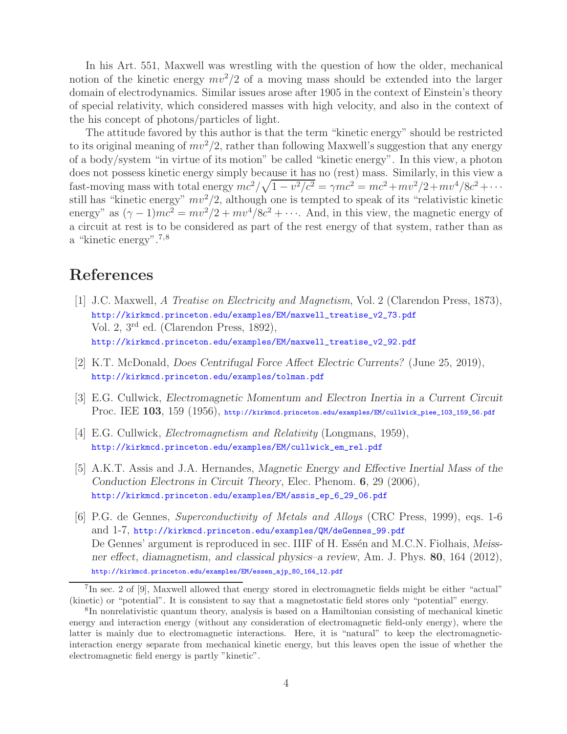In his Art. 551, Maxwell was wrestling with the question of how the older, mechanical notion of the kinetic energy $mv^2/2$ of a moving mass should be extended into the larger domain of electrodynamics. Similar issues arose after 1905 in the context of Einstein's theory of special relativity, which considered masses with high velocity, and also in the context of the his concept of photons/particles of light.

The attitude favored by this author is that the term "kinetic energy" should be restricted to its original meaning of $mv^2/2$, rather than following Maxwell's suggestion that any energy of a body/system "in virtue of its motion" be called "kinetic energy". In this view, a photon does not possess kinetic energy simply because it has no (rest) mass. Similarly, in this view a fast-moving mass with total energy $mc^2/\sqrt{1 - v^2/c^2} = \gamma mc^2 = mc^2 + mv^2/2 + mv^4/8c^2 + \cdots$ still has "kinetic energy" $mv^2/2$, although one is tempted to speak of its "relativistic kinetic energy" as $(\gamma - 1)mc^2 = mv^2/2 + mv^4/8c^2 + \cdots$. And, in this view, the magnetic energy of a circuit at rest is to be considered as part of the rest energy of that system, rather than as a "kinetic energy".[7,8]

## References

[1] J.C. Maxwell, *A Treatise on Electricity and Magnetism*, Vol. 2 (Clarendon Press, 1873), http://kirkmcd.princeton.edu/examples/EM/maxwell_treatise_v2_73.pdf
Vol. 2, 3rd ed. (Clarendon Press, 1892), http://kirkmcd.princeton.edu/examples/EM/maxwell_treatise_v2_92.pdf

[2] K.T. McDonald, *Does Centrifugal Force Affect Electric Currents?* (June 25, 2019), http://kirkmcd.princeton.edu/examples/tolman.pdf

[3] E.G. Cullwick, *Electromagnetic Momentum and Electron Inertia in a Current Circuit* Proc. IEE **103**, 159 (1956), http://kirkmcd.princeton.edu/examples/EM/cullwick_piee_103_159_56.pdf

[4] E.G. Cullwick, *Electromagnetism and Relativity* (Longmans, 1959), http://kirkmcd.princeton.edu/examples/EM/cullwick_em_rel.pdf

[5] A.K.T. Assis and J.A. Hernandes, *Magnetic Energy and Effective Inertial Mass of the Conduction Electrons in Circuit Theory*, Elec. Phenom. **6**, 29 (2006), http://kirkmcd.princeton.edu/examples/EM/assis_ep_6_29_06.pdf

[6] P.G. de Gennes, *Superconductivity of Metals and Alloys* (CRC Press, 1999), eqs. 1-6 and 1-7, http://kirkmcd.princeton.edu/examples/QM/deGennes_99.pdf
De Gennes' argument is reproduced in sec. IIIF of H. Essén and M.C.N. Fiolhais, *Meissner effect, diamagnetism, and classical physics–a review*, Am. J. Phys. **80**, 164 (2012), http://kirkmcd.princeton.edu/examples/EM/essen_ajp_80_164_12.pdf

---

[7] In sec. 2 of [9], Maxwell allowed that energy stored in electromagnetic fields might be either "actual" (kinetic) or "potential". It is consistent to say that a magnetostatic field stores only "potential" energy.

[8] In nonrelativistic quantum theory, analysis is based on a Hamiltonian consisting of mechanical kinetic energy and interaction energy (without any consideration of electromagnetic field-only energy), where the latter is mainly due to electromagnetic interactions. Here, it is "natural" to keep the electromagnetic-interaction energy separate from mechanical kinetic energy, but this leaves open the issue of whether the electromagnetic field energy is partly "kinetic".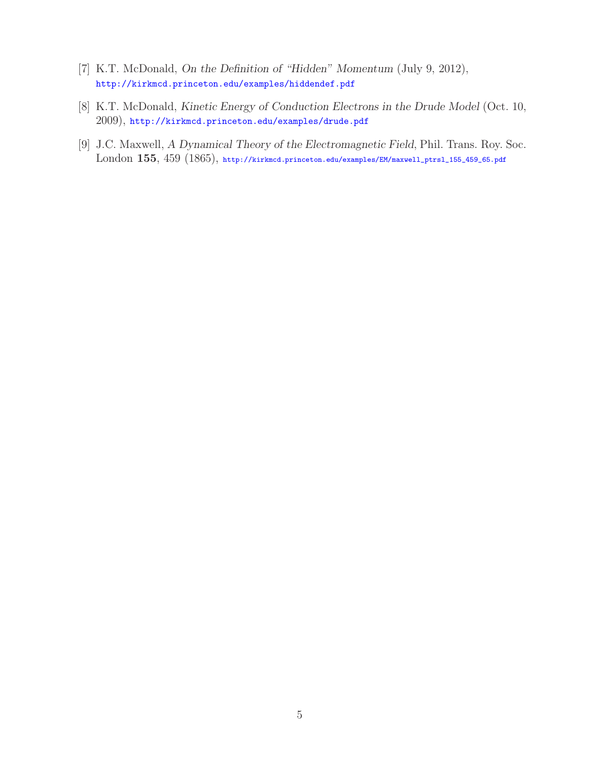[7] K.T. McDonald, *On the Definition of "Hidden" Momentum* (July 9, 2012), http://kirkmcd.princeton.edu/examples/hiddendef.pdf

[8] K.T. McDonald, *Kinetic Energy of Conduction Electrons in the Drude Model* (Oct. 10, 2009), http://kirkmcd.princeton.edu/examples/drude.pdf

[9] J.C. Maxwell, *A Dynamical Theory of the Electromagnetic Field*, Phil. Trans. Roy. Soc. London **155**, 459 (1865), http://kirkmcd.princeton.edu/examples/EM/maxwell_ptrsl_155_459_65.pdf